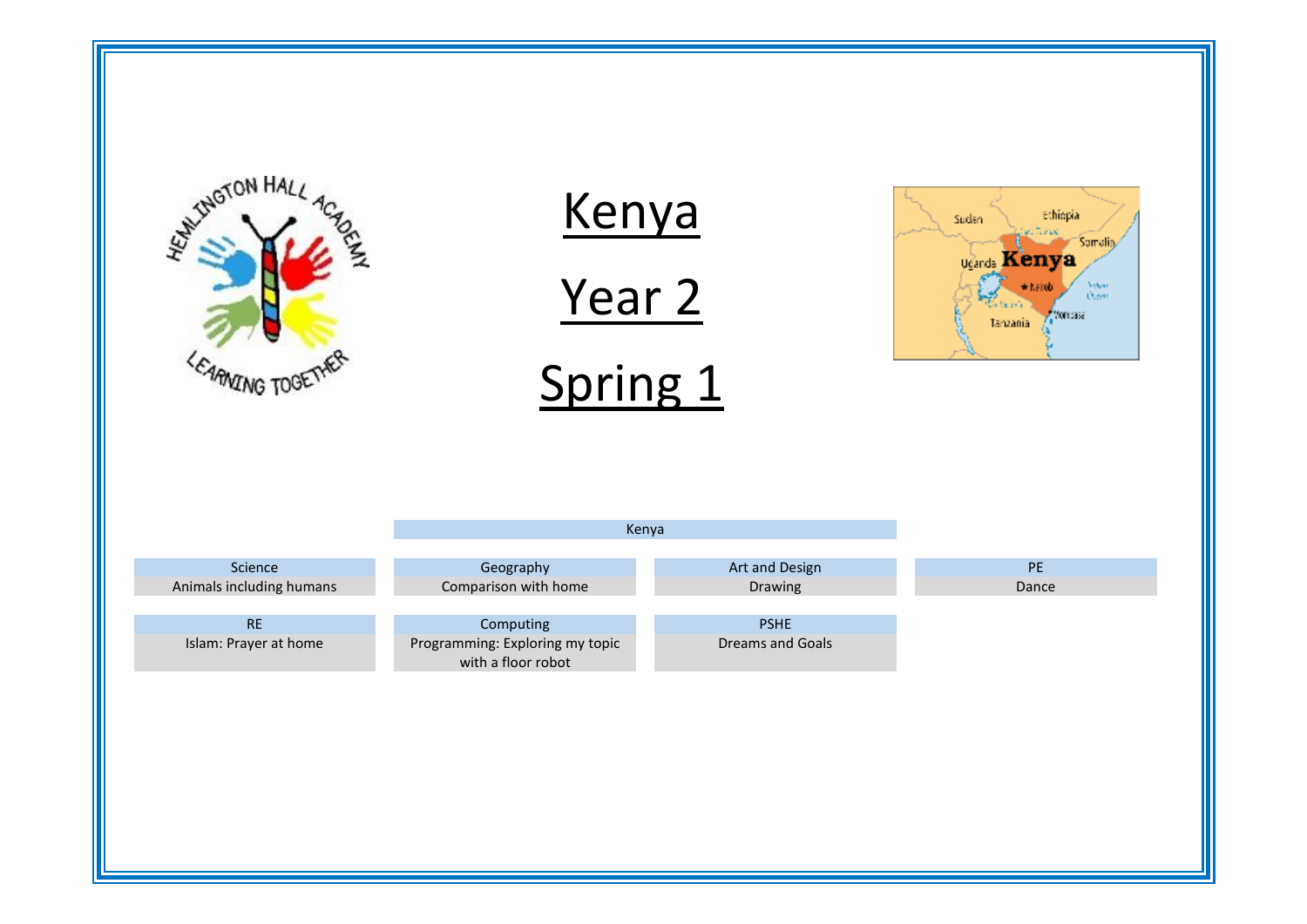# Kenya

# Year 2

# Spring 1

Kenya

| Science | Geography | Art and Design | PE |
|---|---|---|---|
| Animals including humans | Comparison with home | Drawing | Dance |

| RE | Computing | PSHE |
|---|---|---|
| Islam: Prayer at home | Programming: Exploring my topic with a floor robot | Dreams and Goals |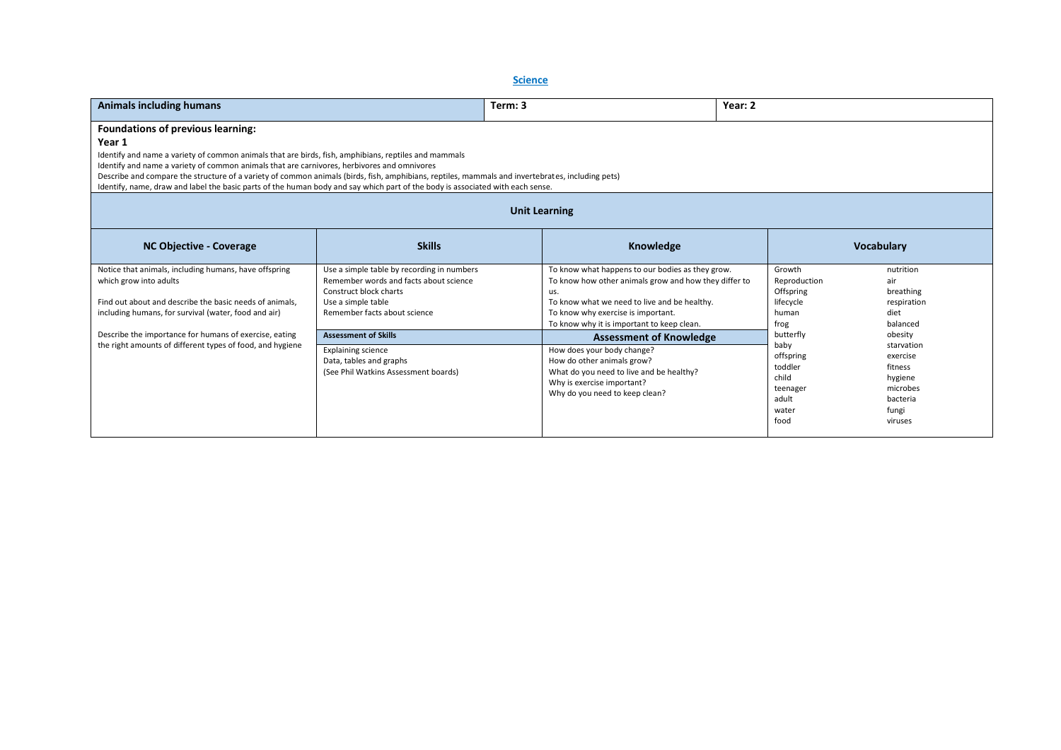**Science**

| Animals including humans | Term: 3 | Year: 2 |
|---|---|---|

**Foundations of previous learning:**

**Year 1**

Identify and name a variety of common animals that are birds, fish, amphibians, reptiles and mammals
Identify and name a variety of common animals that are carnivores, herbivores and omnivores
Describe and compare the structure of a variety of common animals (birds, fish, amphibians, reptiles, mammals and invertebrates, including pets)
Identify, name, draw and label the basic parts of the human body and say which part of the body is associated with each sense.

**Unit Learning**

| NC Objective - Coverage | Skills | Knowledge | Vocabulary | |
|---|---|---|---|---|
| Notice that animals, including humans, have offspring which grow into adults<br><br>Find out about and describe the basic needs of animals, including humans, for survival (water, food and air)<br><br>Describe the importance for humans of exercise, eating the right amounts of different types of food, and hygiene | Use a simple table by recording in numbers<br>Remember words and facts about science<br>Construct block charts<br>Use a simple table<br>Remember facts about science<br><br>**Assessment of Skills**<br>Explaining science<br>Data, tables and graphs<br>(See Phil Watkins Assessment boards) | To know what happens to our bodies as they grow.<br>To know how other animals grow and how they differ to us.<br>To know what we need to live and be healthy.<br>To know why exercise is important.<br>To know why it is important to keep clean.<br><br>**Assessment of Knowledge**<br>How does your body change?<br>How do other animals grow?<br>What do you need to live and be healthy?<br>Why is exercise important?<br>Why do you need to keep clean? | Growth<br>Reproduction<br>Offspring<br>lifecycle<br>human<br>frog<br>butterfly<br>baby<br>offspring<br>toddler<br>child<br>teenager<br>adult<br>water<br>food | nutrition<br>air<br>breathing<br>respiration<br>diet<br>balanced<br>obesity<br>starvation<br>exercise<br>fitness<br>hygiene<br>microbes<br>bacteria<br>fungi<br>viruses |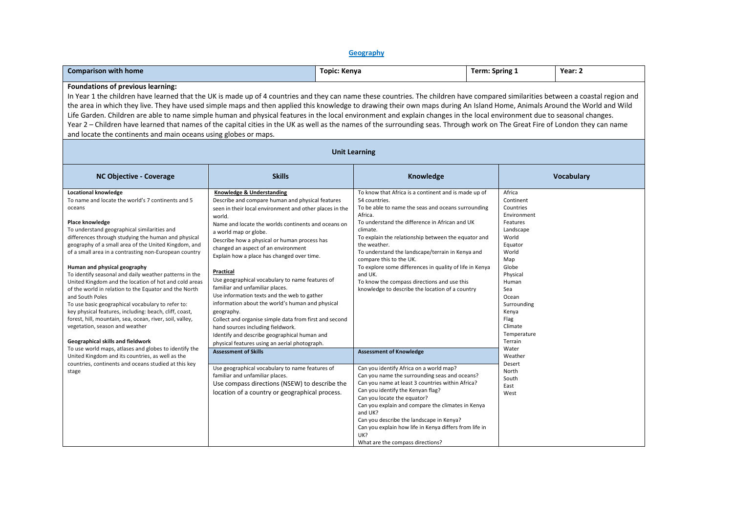# Geography

| Comparison with home | Topic: Kenya | Term: Spring 1 | Year: 2 |
|---|---|---|---|

**Foundations of previous learning:**

In Year 1 the children have learned that the UK is made up of 4 countries and they can name these countries. The children have compared similarities between a coastal region and the area in which they live. They have used simple maps and then applied this knowledge to drawing their own maps during An Island Home, Animals Around the World and Wild Life Garden. Children are able to name simple human and physical features in the local environment and explain changes in the local environment due to seasonal changes.
Year 2 – Children have learned that names of the capital cities in the UK as well as the names of the surrounding seas. Through work on The Great Fire of London they can name and locate the continents and main oceans using globes or maps.

## Unit Learning

| NC Objective - Coverage | Skills | Knowledge | Vocabulary |
|---|---|---|---|
| **Locational knowledge**<br>To name and locate the world's 7 continents and 5 oceans<br><br>**Place knowledge**<br>To understand geographical similarities and differences through studying the human and physical geography of a small area of the United Kingdom, and of a small area in a contrasting non-European country<br><br>**Human and physical geography**<br>To identify seasonal and daily weather patterns in the United Kingdom and the location of hot and cold areas of the world in relation to the Equator and the North and South Poles<br>To use basic geographical vocabulary to refer to: key physical features, including: beach, cliff, coast, forest, hill, mountain, sea, ocean, river, soil, valley, vegetation, season and weather<br><br>**Geographical skills and fieldwork**<br>To use world maps, atlases and globes to identify the United Kingdom and its countries, as well as the countries, continents and oceans studied at this key stage | **Knowledge & Understanding**<br>Describe and compare human and physical features seen in their local environment and other places in the world.<br>Name and locate the worlds continents and oceans on a world map or globe.<br>Describe how a physical or human process has changed an aspect of an environment<br>Explain how a place has changed over time.<br><br>**Practical**<br>Use geographical vocabulary to name features of familiar and unfamiliar places.<br>Use information texts and the web to gather information about the world's human and physical geography.<br>Collect and organise simple data from first and second hand sources including fieldwork.<br>Identify and describe geographical human and physical features using an aerial photograph.<br><br>**Assessment of Skills**<br><br>Use geographical vocabulary to name features of familiar and unfamiliar places.<br>Use compass directions (NSEW) to describe the location of a country or geographical process. | To know that Africa is a continent and is made up of 54 countries.<br>To be able to name the seas and oceans surrounding Africa.<br>To understand the difference in African and UK climate.<br>To explain the relationship between the equator and the weather.<br>To understand the landscape/terrain in Kenya and compare this to the UK.<br>To explore some differences in quality of life in Kenya and UK.<br>To know the compass directions and use this knowledge to describe the location of a country<br><br>**Assessment of Knowledge**<br><br>Can you identify Africa on a world map?<br>Can you name the surrounding seas and oceans?<br>Can you name at least 3 countries within Africa?<br>Can you identify the Kenyan flag?<br>Can you locate the equator?<br>Can you explain and compare the climates in Kenya and UK?<br>Can you describe the landscape in Kenya?<br>Can you explain how life in Kenya differs from life in UK?<br>What are the compass directions? | Africa<br>Continent<br>Countries<br>Environment<br>Features<br>Landscape<br>World<br>Equator<br>World<br>Map<br>Globe<br>Physical<br>Human<br>Sea<br>Ocean<br>Surrounding<br>Kenya<br>Flag<br>Climate<br>Temperature<br>Terrain<br>Water<br>Weather<br>Desert<br>North<br>South<br>East<br>West |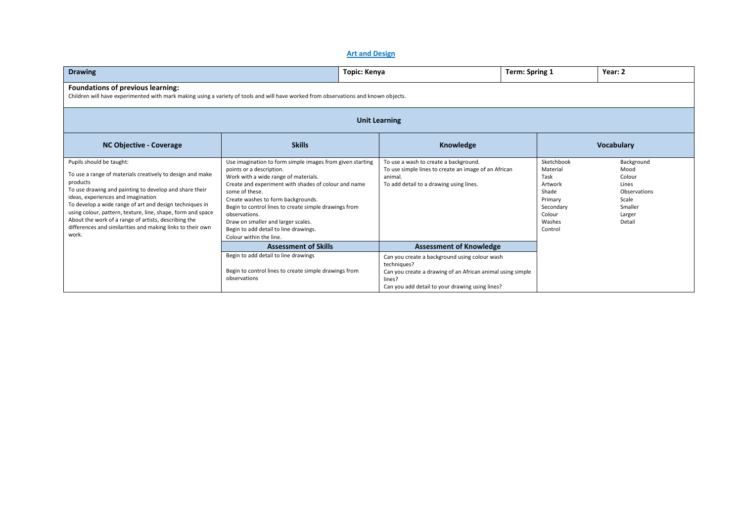# Art and Design

| Drawing | Topic: Kenya | Term: Spring 1 | Year: 2 |
|---|---|---|---|

**Foundations of previous learning:**
Children will have experimented with mark making using a variety of tools and will have worked from observations and known objects.

## Unit Learning

| NC Objective - Coverage | Skills | Knowledge | Vocabulary | |
|---|---|---|---|---|
| Pupils should be taught:<br><br>To use a range of materials creatively to design and make products<br>To use drawing and painting to develop and share their ideas, experiences and imagination<br>To develop a wide range of art and design techniques in using colour, pattern, texture, line, shape, form and space<br>About the work of a range of artists, describing the differences and similarities and making links to their own work. | Use imagination to form simple images from given starting points or a description.<br>Work with a wide range of materials.<br>Create and experiment with shades of colour and name some of these.<br>Create washes to form backgrounds.<br>Begin to control lines to create simple drawings from observations.<br>Draw on smaller and larger scales.<br>Begin to add detail to line drawings.<br>Colour within the line. | To use a wash to create a background.<br>To use simple lines to create an image of an African animal.<br>To add detail to a drawing using lines. | Sketchbook<br>Material<br>Task<br>Artwork<br>Shade<br>Primary<br>Secondary<br>Colour<br>Washes<br>Control | Background<br>Mood<br>Colour<br>Lines<br>Observations<br>Scale<br>Smaller<br>Larger<br>Detail |
| | **Assessment of Skills** | **Assessment of Knowledge** | | |
| | Begin to add detail to line drawings<br><br>Begin to control lines to create simple drawings from observations | Can you create a background using colour wash techniques?<br>Can you create a drawing of an African animal using simple lines?<br>Can you add detail to your drawing using lines? | | |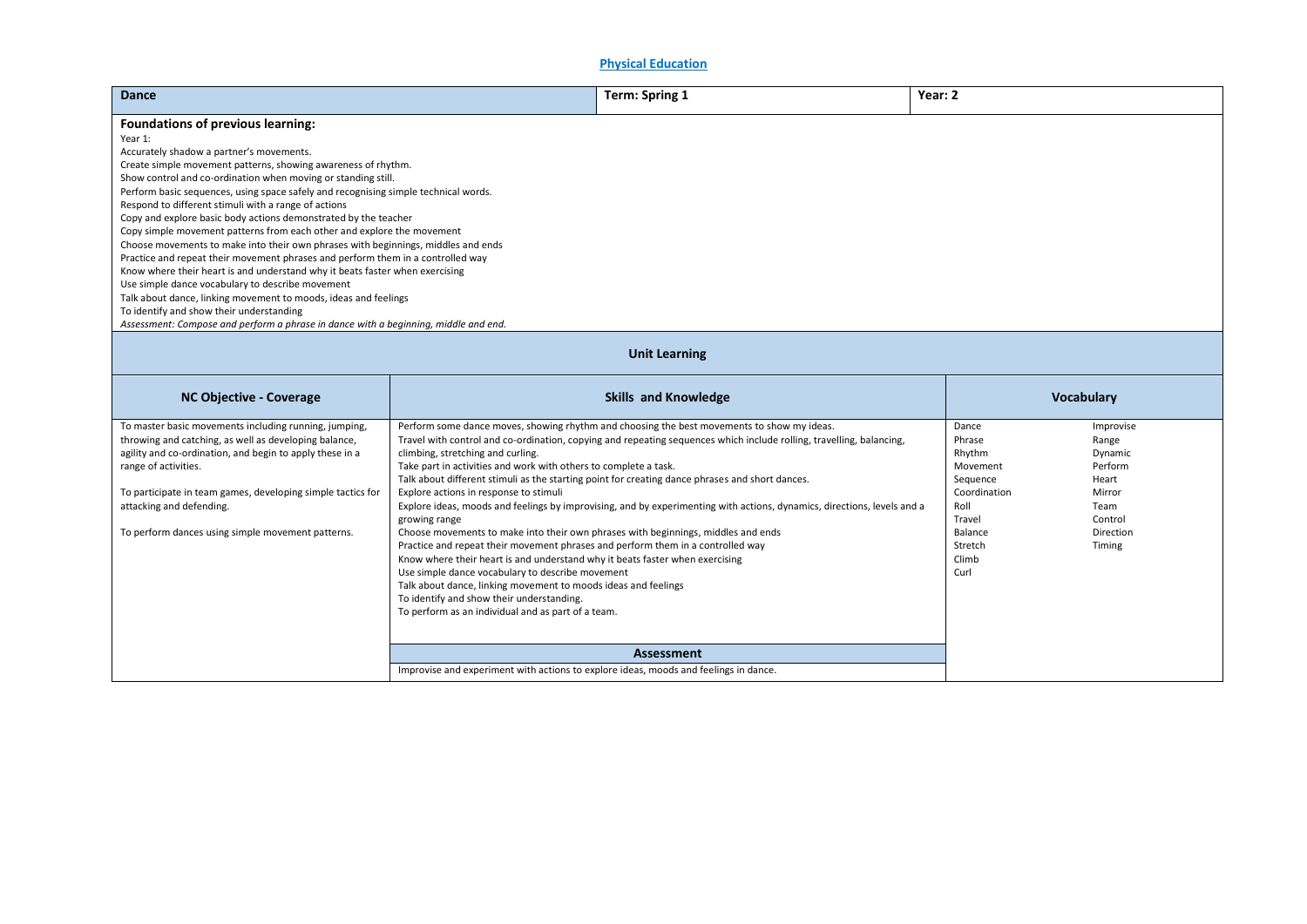## Physical Education

| Dance | Term: Spring 1 | Year: 2 |
|---|---|---|

**Foundations of previous learning:**

Year 1:
Accurately shadow a partner's movements.
Create simple movement patterns, showing awareness of rhythm.
Show control and co-ordination when moving or standing still.
Perform basic sequences, using space safely and recognising simple technical words.
Respond to different stimuli with a range of actions
Copy and explore basic body actions demonstrated by the teacher
Copy simple movement patterns from each other and explore the movement
Choose movements to make into their own phrases with beginnings, middles and ends
Practice and repeat their movement phrases and perform them in a controlled way
Know where their heart is and understand why it beats faster when exercising
Use simple dance vocabulary to describe movement
Talk about dance, linking movement to moods, ideas and feelings
To identify and show their understanding
*Assessment: Compose and perform a phrase in dance with a beginning, middle and end.*

### Unit Learning

| NC Objective - Coverage | Skills and Knowledge | Vocabulary | |
|---|---|---|---|
| To master basic movements including running, jumping, throwing and catching, as well as developing balance, agility and co-ordination, and begin to apply these in a range of activities.<br><br>To participate in team games, developing simple tactics for attacking and defending.<br><br>To perform dances using simple movement patterns. | Perform some dance moves, showing rhythm and choosing the best movements to show my ideas.<br>Travel with control and co-ordination, copying and repeating sequences which include rolling, travelling, balancing, climbing, stretching and curling.<br>Take part in activities and work with others to complete a task.<br>Talk about different stimuli as the starting point for creating dance phrases and short dances.<br>Explore actions in response to stimuli<br>Explore ideas, moods and feelings by improvising, and by experimenting with actions, dynamics, directions, levels and a growing range<br>Choose movements to make into their own phrases with beginnings, middles and ends<br>Practice and repeat their movement phrases and perform them in a controlled way<br>Know where their heart is and understand why it beats faster when exercising<br>Use simple dance vocabulary to describe movement<br>Talk about dance, linking movement to moods ideas and feelings<br>To identify and show their understanding.<br>To perform as an individual and as part of a team. | Dance<br>Phrase<br>Rhythm<br>Movement<br>Sequence<br>Coordination<br>Roll<br>Travel<br>Balance<br>Stretch<br>Climb<br>Curl | Improvise<br>Range<br>Dynamic<br>Perform<br>Heart<br>Mirror<br>Team<br>Control<br>Direction<br>Timing |
| | **Assessment** | | |
| | Improvise and experiment with actions to explore ideas, moods and feelings in dance. | | |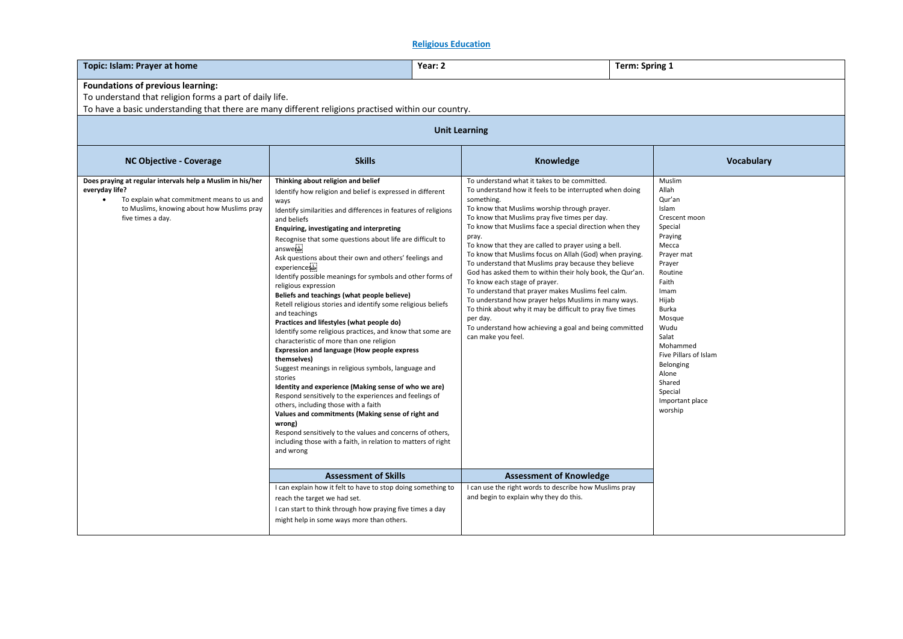# Religious Education

| Topic: Islam: Prayer at home | Year: 2 | Term: Spring 1 |
|---|---|---|

**Foundations of previous learning:**
To understand that religion forms a part of daily life.
To have a basic understanding that there are many different religions practised within our country.

## Unit Learning

| NC Objective - Coverage | Skills | Knowledge | Vocabulary |
|---|---|---|---|
| **Does praying at regular intervals help a Muslim in his/her everyday life?**<br>• To explain what commitment means to us and to Muslims, knowing about how Muslims pray five times a day. | **Thinking about religion and belief**<br>Identify how religion and belief is expressed in different ways<br>Identify similarities and differences in features of religions and beliefs<br>**Enquiring, investigating and interpreting**<br>Recognise that some questions about life are difficult to answer<br>Ask questions about their own and others' feelings and experiences<br>Identify possible meanings for symbols and other forms of religious expression<br>**Beliefs and teachings (what people believe)**<br>Retell religious stories and identify some religious beliefs and teachings<br>**Practices and lifestyles (what people do)**<br>Identify some religious practices, and know that some are characteristic of more than one religion<br>**Expression and language (How people express themselves)**<br>Suggest meanings in religious symbols, language and stories<br>**Identity and experience (Making sense of who we are)**<br>Respond sensitively to the experiences and feelings of others, including those with a faith<br>**Values and commitments (Making sense of right and wrong)**<br>Respond sensitively to the values and concerns of others, including those with a faith, in relation to matters of right and wrong | To understand what it takes to be committed.<br>To understand how it feels to be interrupted when doing something.<br>To know that Muslims worship through prayer.<br>To know that Muslims pray five times per day.<br>To know that Muslims face a special direction when they pray.<br>To know that they are called to prayer using a bell.<br>To know that Muslims focus on Allah (God) when praying.<br>To understand that Muslims pray because they believe God has asked them to within their holy book, the Qur'an.<br>To know each stage of prayer.<br>To understand that prayer makes Muslims feel calm.<br>To understand how prayer helps Muslims in many ways.<br>To think about why it may be difficult to pray five times per day.<br>To understand how achieving a goal and being committed can make you feel. | Muslim<br>Allah<br>Qur'an<br>Islam<br>Crescent moon<br>Special<br>Praying<br>Mecca<br>Prayer mat<br>Prayer<br>Routine<br>Faith<br>Imam<br>Hijab<br>Burka<br>Mosque<br>Wudu<br>Salat<br>Mohammed<br>Five Pillars of Islam<br>Belonging<br>Alone<br>Shared<br>Special<br>Important place<br>worship |
| | **Assessment of Skills** | **Assessment of Knowledge** | |
| | I can explain how it felt to have to stop doing something to reach the target we had set.<br>I can start to think through how praying five times a day might help in some ways more than others. | I can use the right words to describe how Muslims pray and begin to explain why they do this. | |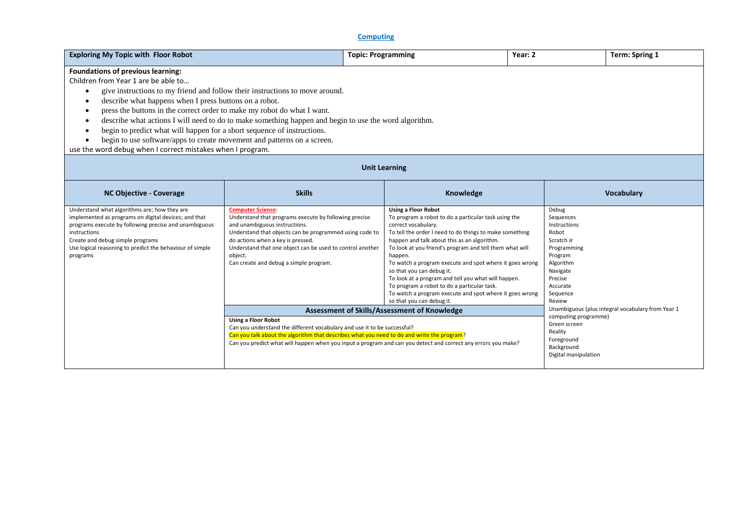# Computing

| Exploring My Topic with Floor Robot | Topic: Programming | Year: 2 | Term: Spring 1 |
|---|---|---|---|

**Foundations of previous learning:**

Children from Year 1 are be able to…

- give instructions to my friend and follow their instructions to move around.
- describe what happens when I press buttons on a robot.
- press the buttons in the correct order to make my robot do what I want.
- describe what actions I will need to do to make something happen and begin to use the word algorithm.
- begin to predict what will happen for a short sequence of instructions.
- begin to use software/apps to create movement and patterns on a screen.

use the word debug when I correct mistakes when I program.

## Unit Learning

| NC Objective - Coverage | Skills | Knowledge | Vocabulary |
|---|---|---|---|
| Understand what algorithms are; how they are implemented as programs on digital devices; and that programs execute by following precise and unambiguous instructions<br>Create and debug simple programs<br>Use logical reasoning to predict the behaviour of simple programs | **Computer Science**:<br>Understand that programs execute by following precise and unambiguous instructions.<br>Understand that objects can be programmed using code to do actions when a key is pressed.<br>Understand that one object can be used to control another object.<br>Can create and debug a simple program. | **Using a Floor Robot**<br>To program a robot to do a particular task using the correct vocabulary.<br>To tell the order I need to do things to make something happen and talk about this as an algorithm.<br>To look at you friend's program and tell them what will happen.<br>To watch a program execute and spot where it goes wrong so that you can debug it.<br>To look at a program and tell you what will happen.<br>To program a robot to do a particular task.<br>To watch a program execute and spot where it goes wrong so that you can debug it. | Debug<br>Sequences<br>Instructions<br>Robot<br>Scratch Jr<br>Programming<br>Program<br>Algorithm<br>Navigate<br>Precise<br>Accurate<br>Sequence<br>Review<br>Unambiguous (plus integral vocabulary from Year 1 computing programme)<br>Green screen<br>Reality<br>Foreground<br>Background<br>Digital manipulation |
| | **Assessment of Skills/Assessment of Knowledge** | | |
| | **Using a Floor Robot**<br>Can you understand the different vocabulary and use it to be successful?<br>Can you talk about the algorithm that describes what you need to do and write the program?<br>Can you predict what will happen when you input a program and can you detect and correct any errors you make? | | |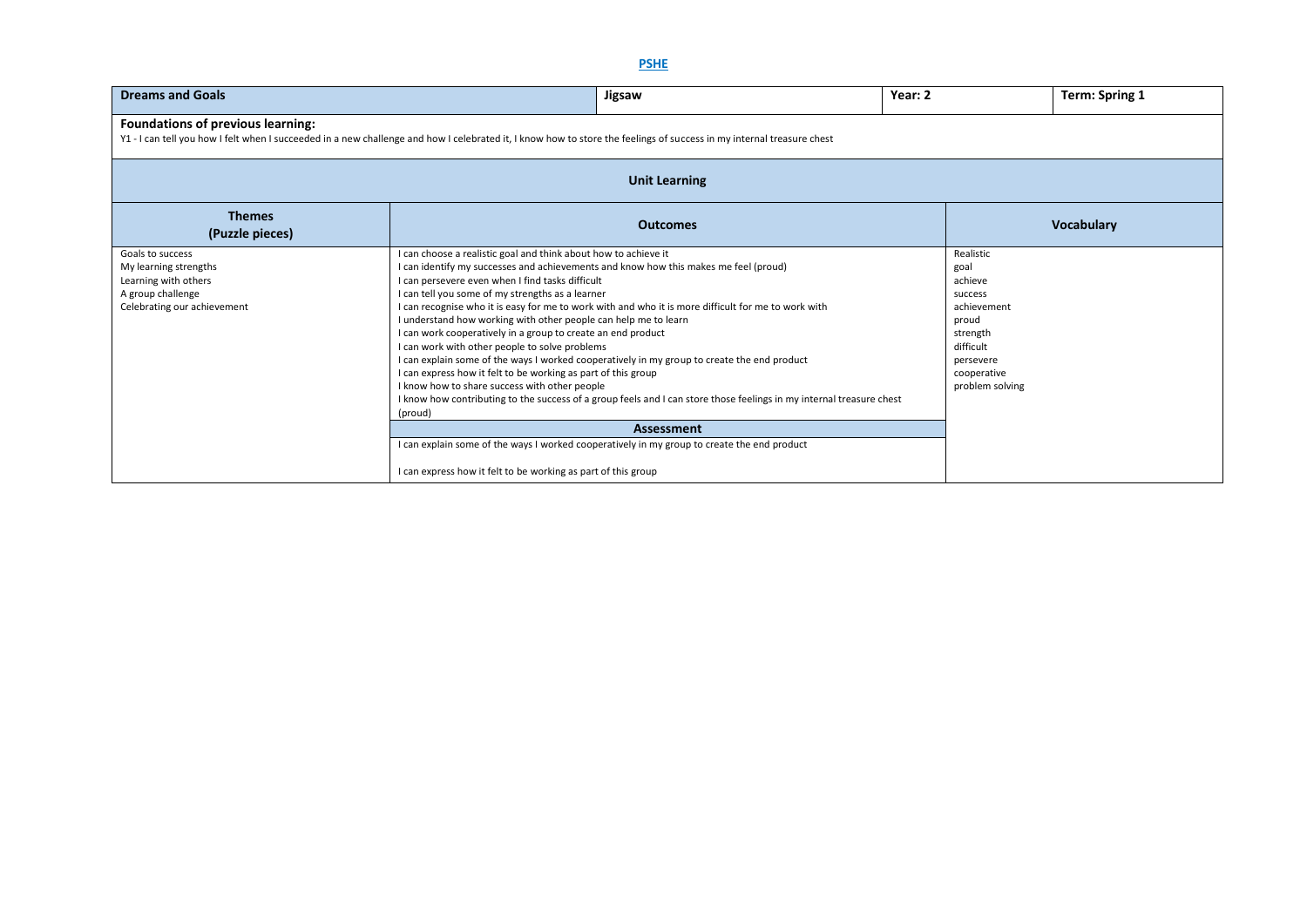**PSHE**

| Dreams and Goals | Jigsaw | Year: 2 | Term: Spring 1 |
|---|---|---|---|

**Foundations of previous learning:**
Y1 - I can tell you how I felt when I succeeded in a new challenge and how I celebrated it, I know how to store the feelings of success in my internal treasure chest

**Unit Learning**

| Themes (Puzzle pieces) | Outcomes | Vocabulary |
|---|---|---|
| Goals to success<br>My learning strengths<br>Learning with others<br>A group challenge<br>Celebrating our achievement | I can choose a realistic goal and think about how to achieve it<br>I can identify my successes and achievements and know how this makes me feel (proud)<br>I can persevere even when I find tasks difficult<br>I can tell you some of my strengths as a learner<br>I can recognise who it is easy for me to work with and who it is more difficult for me to work with<br>I understand how working with other people can help me to learn<br>I can work cooperatively in a group to create an end product<br>I can work with other people to solve problems<br>I can explain some of the ways I worked cooperatively in my group to create the end product<br>I can express how it felt to be working as part of this group<br>I know how to share success with other people<br>I know how contributing to the success of a group feels and I can store those feelings in my internal treasure chest (proud)<br><br>**Assessment**<br>I can explain some of the ways I worked cooperatively in my group to create the end product<br><br>I can express how it felt to be working as part of this group | Realistic<br>goal<br>achieve<br>success<br>achievement<br>proud<br>strength<br>difficult<br>persevere<br>cooperative<br>problem solving |